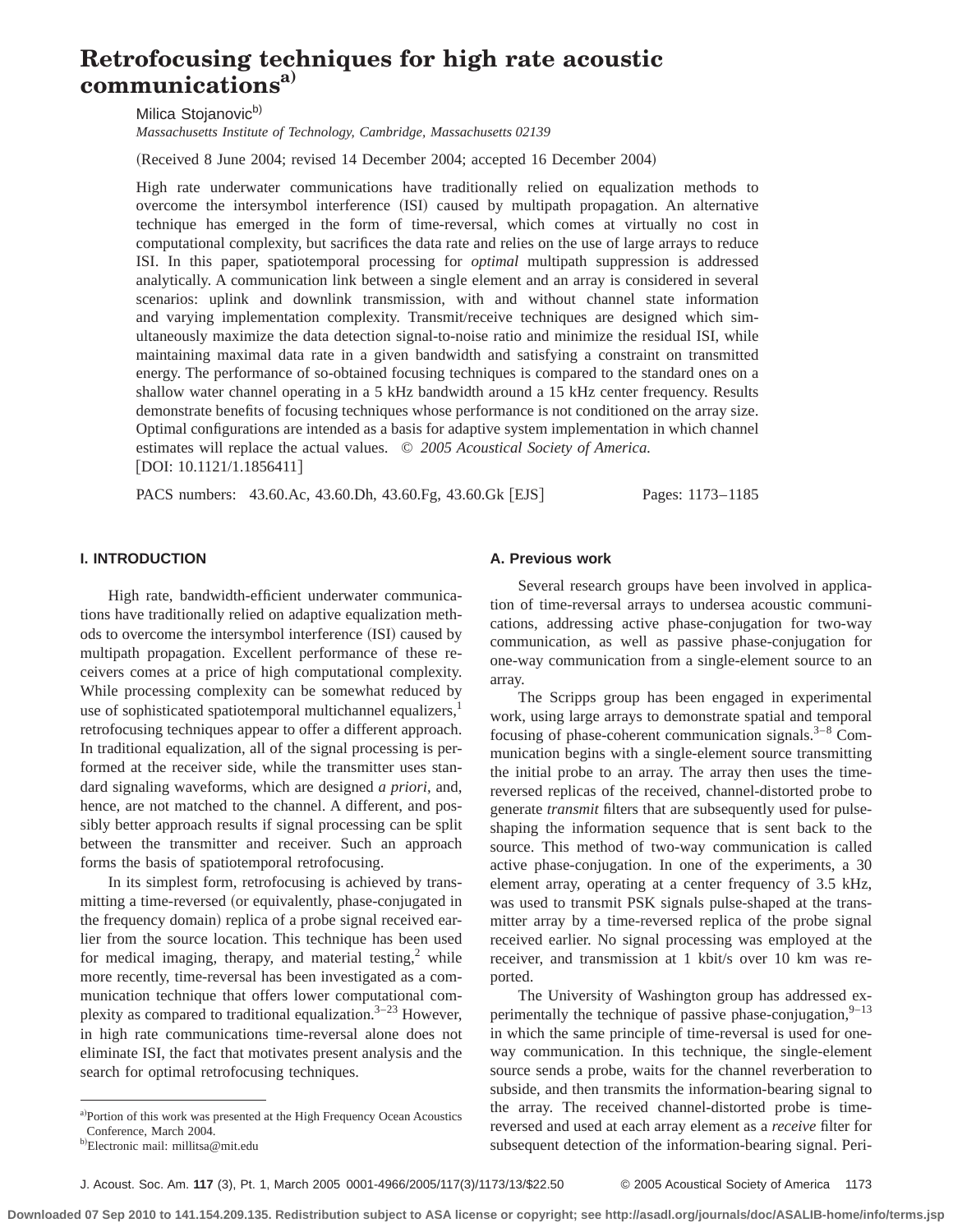# Retrofocusing techniques for high rate acoustic communications[a]

Milica Stojanovic[b]

*Massachusetts Institute of Technology, Cambridge, Massachusetts 02139*

(Received 8 June 2004; revised 14 December 2004; accepted 16 December 2004)

High rate underwater communications have traditionally relied on equalization methods to overcome the intersymbol interference (ISI) caused by multipath propagation. An alternative technique has emerged in the form of time-reversal, which comes at virtually no cost in computational complexity, but sacrifices the data rate and relies on the use of large arrays to reduce ISI. In this paper, spatiotemporal processing for *optimal* multipath suppression is addressed analytically. A communication link between a single element and an array is considered in several scenarios: uplink and downlink transmission, with and without channel state information and varying implementation complexity. Transmit/receive techniques are designed which simultaneously maximize the data detection signal-to-noise ratio and minimize the residual ISI, while maintaining maximal data rate in a given bandwidth and satisfying a constraint on transmitted energy. The performance of so-obtained focusing techniques is compared to the standard ones on a shallow water channel operating in a 5 kHz bandwidth around a 15 kHz center frequency. Results demonstrate benefits of focusing techniques whose performance is not conditioned on the array size. Optimal configurations are intended as a basis for adaptive system implementation in which channel estimates will replace the actual values. *© 2005 Acoustical Society of America.* [DOI: 10.1121/1.1856411]

PACS numbers: 43.60.Ac, 43.60.Dh, 43.60.Fg, 43.60.Gk [EJS] Pages: 1173–1185

## I. INTRODUCTION

High rate, bandwidth-efficient underwater communications have traditionally relied on adaptive equalization methods to overcome the intersymbol interference (ISI) caused by multipath propagation. Excellent performance of these receivers comes at a price of high computational complexity. While processing complexity can be somewhat reduced by use of sophisticated spatiotemporal multichannel equalizers,[1] retrofocusing techniques appear to offer a different approach. In traditional equalization, all of the signal processing is performed at the receiver side, while the transmitter uses standard signaling waveforms, which are designed *a priori*, and, hence, are not matched to the channel. A different, and possibly better approach results if signal processing can be split between the transmitter and receiver. Such an approach forms the basis of spatiotemporal retrofocusing.

In its simplest form, retrofocusing is achieved by transmitting a time-reversed (or equivalently, phase-conjugated in the frequency domain) replica of a probe signal received earlier from the source location. This technique has been used for medical imaging, therapy, and material testing,[2] while more recently, time-reversal has been investigated as a communication technique that offers lower computational complexity as compared to traditional equalization.[3–23] However, in high rate communications time-reversal alone does not eliminate ISI, the fact that motivates present analysis and the search for optimal retrofocusing techniques.

### A. Previous work

Several research groups have been involved in application of time-reversal arrays to undersea acoustic communications, addressing active phase-conjugation for two-way communication, as well as passive phase-conjugation for one-way communication from a single-element source to an array.

The Scripps group has been engaged in experimental work, using large arrays to demonstrate spatial and temporal focusing of phase-coherent communication signals.[3–8] Communication begins with a single-element source transmitting the initial probe to an array. The array then uses the time-reversed replicas of the received, channel-distorted probe to generate *transmit* filters that are subsequently used for pulse-shaping the information sequence that is sent back to the source. This method of two-way communication is called active phase-conjugation. In one of the experiments, a 30 element array, operating at a center frequency of 3.5 kHz, was used to transmit PSK signals pulse-shaped at the transmitter array by a time-reversed replica of the probe signal received earlier. No signal processing was employed at the receiver, and transmission at 1 kbit/s over 10 km was reported.

The University of Washington group has addressed experimentally the technique of passive phase-conjugation,[9–13] in which the same principle of time-reversal is used for one-way communication. In this technique, the single-element source sends a probe, waits for the channel reverberation to subside, and then transmits the information-bearing signal to the array. The received channel-distorted probe is time-reversed and used at each array element as a *receive* filter for subsequent detection of the information-bearing signal. Peri-

[a] Portion of this work was presented at the High Frequency Ocean Acoustics Conference, March 2004.

[b] Electronic mail: millitsa@mit.edu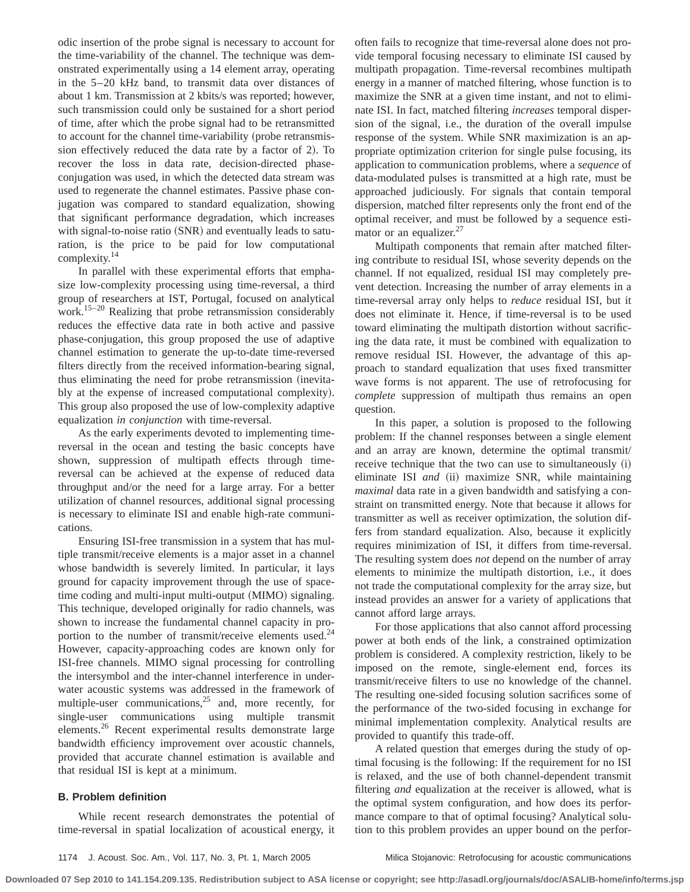odic insertion of the probe signal is necessary to account for the time-variability of the channel. The technique was demonstrated experimentally using a 14 element array, operating in the 5–20 kHz band, to transmit data over distances of about 1 km. Transmission at 2 kbits/s was reported; however, such transmission could only be sustained for a short period of time, after which the probe signal had to be retransmitted to account for the channel time-variability (probe retransmission effectively reduced the data rate by a factor of 2). To recover the loss in data rate, decision-directed phase-conjugation was used, in which the detected data stream was used to regenerate the channel estimates. Passive phase conjugation was compared to standard equalization, showing that significant performance degradation, which increases with signal-to-noise ratio (SNR) and eventually leads to saturation, is the price to be paid for low computational complexity.[14]

In parallel with these experimental efforts that emphasize low-complexity processing using time-reversal, a third group of researchers at IST, Portugal, focused on analytical work.[15–20] Realizing that probe retransmission considerably reduces the effective data rate in both active and passive phase-conjugation, this group proposed the use of adaptive channel estimation to generate the up-to-date time-reversed filters directly from the received information-bearing signal, thus eliminating the need for probe retransmission (inevitably at the expense of increased computational complexity). This group also proposed the use of low-complexity adaptive equalization *in conjunction* with time-reversal.

As the early experiments devoted to implementing time-reversal in the ocean and testing the basic concepts have shown, suppression of multipath effects through time-reversal can be achieved at the expense of reduced data throughput and/or the need for a large array. For a better utilization of channel resources, additional signal processing is necessary to eliminate ISI and enable high-rate communications.

Ensuring ISI-free transmission in a system that has multiple transmit/receive elements is a major asset in a channel whose bandwidth is severely limited. In particular, it lays ground for capacity improvement through the use of space-time coding and multi-input multi-output (MIMO) signaling. This technique, developed originally for radio channels, was shown to increase the fundamental channel capacity in proportion to the number of transmit/receive elements used.[24] However, capacity-approaching codes are known only for ISI-free channels. MIMO signal processing for controlling the intersymbol and the inter-channel interference in underwater acoustic systems was addressed in the framework of multiple-user communications,[25] and, more recently, for single-user communications using multiple transmit elements.[26] Recent experimental results demonstrate large bandwidth efficiency improvement over acoustic channels, provided that accurate channel estimation is available and that residual ISI is kept at a minimum.

### B. Problem definition

While recent research demonstrates the potential of time-reversal in spatial localization of acoustical energy, it often fails to recognize that time-reversal alone does not provide temporal focusing necessary to eliminate ISI caused by multipath propagation. Time-reversal recombines multipath energy in a manner of matched filtering, whose function is to maximize the SNR at a given time instant, and not to eliminate ISI. In fact, matched filtering *increases* temporal dispersion of the signal, i.e., the duration of the overall impulse response of the system. While SNR maximization is an appropriate optimization criterion for single pulse focusing, its application to communication problems, where a *sequence* of data-modulated pulses is transmitted at a high rate, must be approached judiciously. For signals that contain temporal dispersion, matched filter represents only the front end of the optimal receiver, and must be followed by a sequence estimator or an equalizer.[27]

Multipath components that remain after matched filtering contribute to residual ISI, whose severity depends on the channel. If not equalized, residual ISI may completely prevent detection. Increasing the number of array elements in a time-reversal array only helps to *reduce* residual ISI, but it does not eliminate it. Hence, if time-reversal is to be used toward eliminating the multipath distortion without sacrificing the data rate, it must be combined with equalization to remove residual ISI. However, the advantage of this approach to standard equalization that uses fixed transmitter wave forms is not apparent. The use of retrofocusing for *complete* suppression of multipath thus remains an open question.

In this paper, a solution is proposed to the following problem: If the channel responses between a single element and an array are known, determine the optimal transmit/receive technique that the two can use to simultaneously (i) eliminate ISI *and* (ii) maximize SNR, while maintaining *maximal* data rate in a given bandwidth and satisfying a constraint on transmitted energy. Note that because it allows for transmitter as well as receiver optimization, the solution differs from standard equalization. Also, because it explicitly requires minimization of ISI, it differs from time-reversal. The resulting system does *not* depend on the number of array elements to minimize the multipath distortion, i.e., it does not trade the computational complexity for the array size, but instead provides an answer for a variety of applications that cannot afford large arrays.

For those applications that also cannot afford processing power at both ends of the link, a constrained optimization problem is considered. A complexity restriction, likely to be imposed on the remote, single-element end, forces its transmit/receive filters to use no knowledge of the channel. The resulting one-sided focusing solution sacrifices some of the performance of the two-sided focusing in exchange for minimal implementation complexity. Analytical results are provided to quantify this trade-off.

A related question that emerges during the study of optimal focusing is the following: If the requirement for no ISI is relaxed, and the use of both channel-dependent transmit filtering *and* equalization at the receiver is allowed, what is the optimal system configuration, and how does its performance compare to that of optimal focusing? Analytical solution to this problem provides an upper bound on the perfor-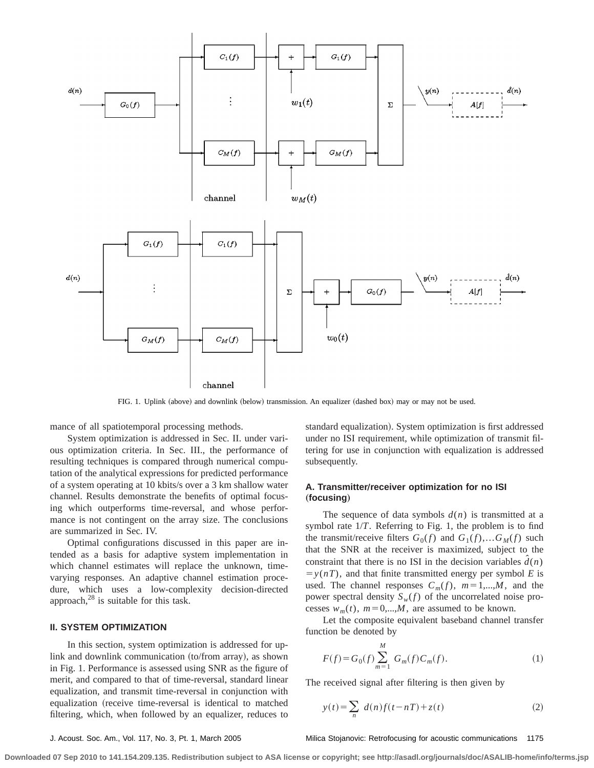FIG. 1. Uplink (above) and downlink (below) transmission. An equalizer (dashed box) may or may not be used.

mance of all spatiotemporal processing methods.

System optimization is addressed in Sec. II. under various optimization criteria. In Sec. III., the performance of resulting techniques is compared through numerical computation of the analytical expressions for predicted performance of a system operating at 10 kbits/s over a 3 km shallow water channel. Results demonstrate the benefits of optimal focusing which outperforms time-reversal, and whose performance is not contingent on the array size. The conclusions are summarized in Sec. IV.

Optimal configurations discussed in this paper are intended as a basis for adaptive system implementation in which channel estimates will replace the unknown, time-varying responses. An adaptive channel estimation procedure, which uses a low-complexity decision-directed approach,[28] is suitable for this task.

## II. SYSTEM OPTIMIZATION

In this section, system optimization is addressed for uplink and downlink communication (to/from array), as shown in Fig. 1. Performance is assessed using SNR as the figure of merit, and compared to that of time-reversal, standard linear equalization, and transmit time-reversal in conjunction with equalization (receive time-reversal is identical to matched filtering, which, when followed by an equalizer, reduces to standard equalization). System optimization is first addressed under no ISI requirement, while optimization of transmit filtering for use in conjunction with equalization is addressed subsequently.

### A. Transmitter/receiver optimization for no ISI (focusing)

The sequence of data symbols $d(n)$ is transmitted at a symbol rate $1/T$. Referring to Fig. 1, the problem is to find the transmit/receive filters $G_0(f)$ and $G_1(f),\ldots G_M(f)$ such that the SNR at the receiver is maximized, subject to the constraint that there is no ISI in the decision variables $\hat{d}(n) = y(nT)$, and that finite transmitted energy per symbol $E$ is used. The channel responses $C_m(f)$, $m=1,\ldots,M$, and the power spectral density $S_w(f)$ of the uncorrelated noise processes $w_m(t)$, $m=0,\ldots,M$, are assumed to be known.

Let the composite equivalent baseband channel transfer function be denoted by

$$F(f) = G_0(f) \sum_{m=1}^{M} G_m(f) C_m(f). \tag{1}$$

The received signal after filtering is then given by

$$y(t) = \sum_{n} d(n) f(t-nT) + z(t) \tag{2}$$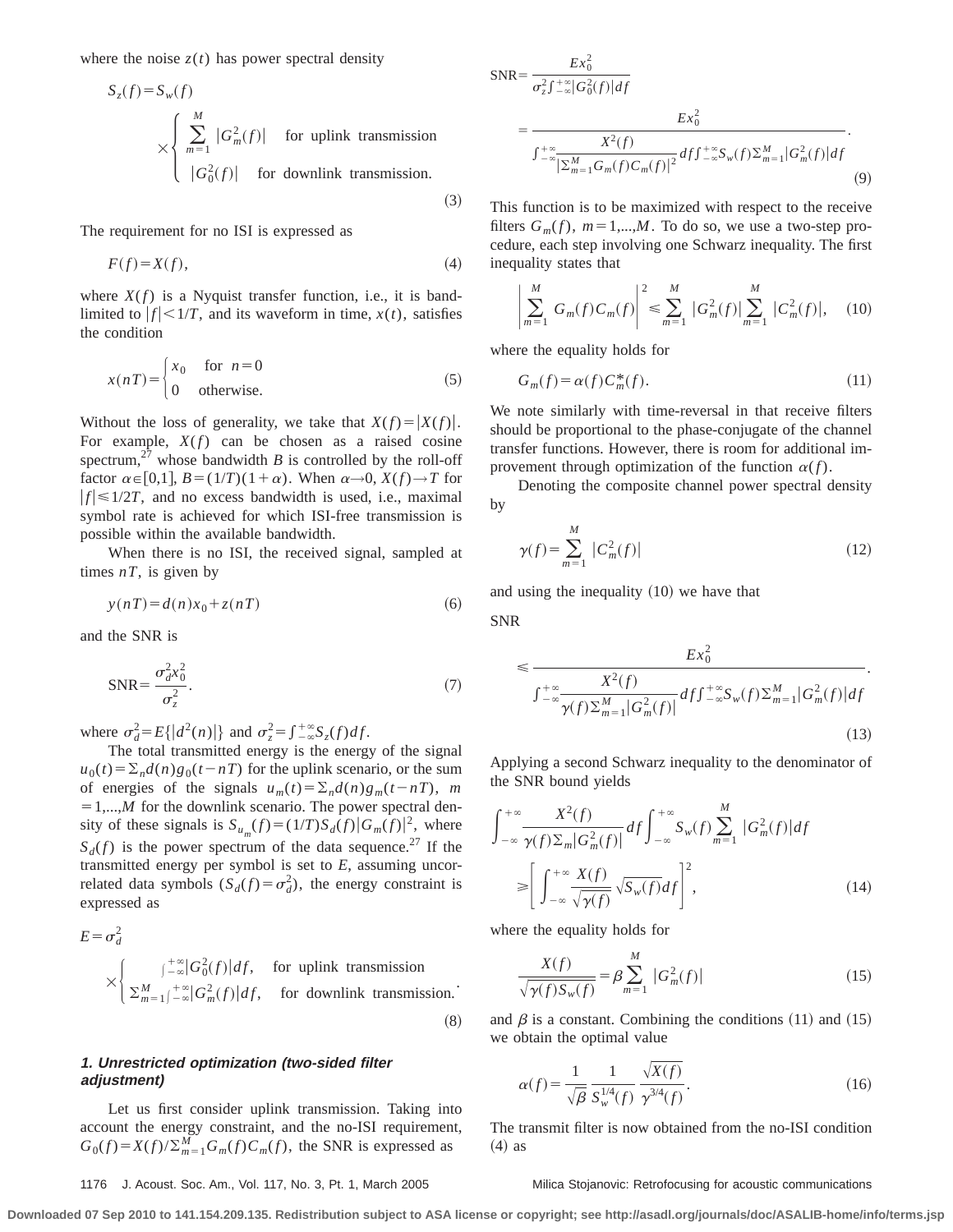where the noise $z(t)$ has power spectral density

$$S_z(f) = S_w(f) \times \begin{cases} \sum_{m=1}^{M} |G_m^2(f)| & \text{for uplink transmission} \\ |G_0^2(f)| & \text{for downlink transmission.} \end{cases} \tag{3}$$

The requirement for no ISI is expressed as

$$F(f) = X(f), \tag{4}$$

where $X(f)$ is a Nyquist transfer function, i.e., it is band-limited to $|f| < 1/T$, and its waveform in time, $x(t)$, satisfies the condition

$$x(nT) = \begin{cases} x_0 & \text{for } n = 0 \\ 0 & \text{otherwise.} \end{cases} \tag{5}$$

Without the loss of generality, we take that $X(f) = |X(f)|$. For example, $X(f)$ can be chosen as a raised cosine spectrum,[27] whose bandwidth $B$ is controlled by the roll-off factor $\alpha \in [0,1]$, $B = (1/T)(1+\alpha)$. When $\alpha \to 0$, $X(f) \to T$ for $|f| \leq 1/2T$, and no excess bandwidth is used, i.e., maximal symbol rate is achieved for which ISI-free transmission is possible within the available bandwidth.

When there is no ISI, the received signal, sampled at times $nT$, is given by

$$y(nT) = d(n)x_0 + z(nT) \tag{6}$$

and the SNR is

$$\text{SNR} = \frac{\sigma_d^2 x_0^2}{\sigma_z^2}. \tag{7}$$

where $\sigma_d^2 = E\{|d^2(n)|\}$ and $\sigma_z^2 = \int_{-\infty}^{+\infty} S_z(f) df$.

The total transmitted energy is the energy of the signal $u_0(t) = \Sigma_n d(n) g_0(t - nT)$ for the uplink scenario, or the sum of energies of the signals $u_m(t) = \Sigma_n d(n) g_m(t - nT)$, $m = 1,...,M$ for the downlink scenario. The power spectral density of these signals is $S_{u_m}(f) = (1/T) S_d(f) |G_m(f)|^2$, where $S_d(f)$ is the power spectrum of the data sequence.[27] If the transmitted energy per symbol is set to $E$, assuming uncorrelated data symbols ($S_d(f) = \sigma_d^2$), the energy constraint is expressed as

$$E = \sigma_d^2 \times \begin{cases} \int_{-\infty}^{+\infty} |G_0^2(f)| df, & \text{for uplink transmission} \\ \sum_{m=1}^{M} \int_{-\infty}^{+\infty} |G_m^2(f)| df, & \text{for downlink transmission.} \end{cases} \tag{8}$$

### 1. Unrestricted optimization (two-sided filter adjustment)

Let us first consider uplink transmission. Taking into account the energy constraint, and the no-ISI requirement, $G_0(f) = X(f) / \sum_{m=1}^{M} G_m(f) C_m(f)$, the SNR is expressed as

$$\text{SNR} = \frac{E x_0^2}{\sigma_z^2 \int_{-\infty}^{+\infty} |G_0^2(f)| df} = \frac{E x_0^2}{\int_{-\infty}^{+\infty} \frac{X^2(f)}{|\sum_{m=1}^{M} G_m(f) C_m(f)|^2} df \int_{-\infty}^{+\infty} S_w(f) \sum_{m=1}^{M} |G_m^2(f)| df}. \tag{9}$$

This function is to be maximized with respect to the receive filters $G_m(f)$, $m = 1,...,M$. To do so, we use a two-step procedure, each step involving one Schwarz inequality. The first inequality states that

$$\left| \sum_{m=1}^{M} G_m(f) C_m(f) \right|^2 \leq \sum_{m=1}^{M} |G_m^2(f)| \sum_{m=1}^{M} |C_m^2(f)|, \tag{10}$$

where the equality holds for

$$G_m(f) = \alpha(f) C_m^*(f). \tag{11}$$

We note similarly with time-reversal in that receive filters should be proportional to the phase-conjugate of the channel transfer functions. However, there is room for additional improvement through optimization of the function $\alpha(f)$.

Denoting the composite channel power spectral density by

$$\gamma(f) = \sum_{m=1}^{M} |C_m^2(f)| \tag{12}$$

and using the inequality (10) we have that

$$\text{SNR} \leq \frac{E x_0^2}{\int_{-\infty}^{+\infty} \frac{X^2(f)}{\gamma(f) \sum_{m=1}^{M} |G_m^2(f)|} df \int_{-\infty}^{+\infty} S_w(f) \sum_{m=1}^{M} |G_m^2(f)| df}. \tag{13}$$

Applying a second Schwarz inequality to the denominator of the SNR bound yields

$$\int_{-\infty}^{+\infty} \frac{X^2(f)}{\gamma(f) \Sigma_m |G_m^2(f)|} df \int_{-\infty}^{+\infty} S_w(f) \sum_{m=1}^{M} |G_m^2(f)| df \geq \left[ \int_{-\infty}^{+\infty} \frac{X(f)}{\sqrt{\gamma(f)}} \sqrt{S_w(f)} df \right]^2, \tag{14}$$

where the equality holds for

$$\frac{X(f)}{\sqrt{\gamma(f) S_w(f)}} = \beta \sum_{m=1}^{M} |G_m^2(f)| \tag{15}$$

and $\beta$ is a constant. Combining the conditions (11) and (15) we obtain the optimal value

$$\alpha(f) = \frac{1}{\sqrt{\beta}} \frac{1}{S_w^{1/4}(f)} \frac{\sqrt{X(f)}}{\gamma^{3/4}(f)}. \tag{16}$$

The transmit filter is now obtained from the no-ISI condition (4) as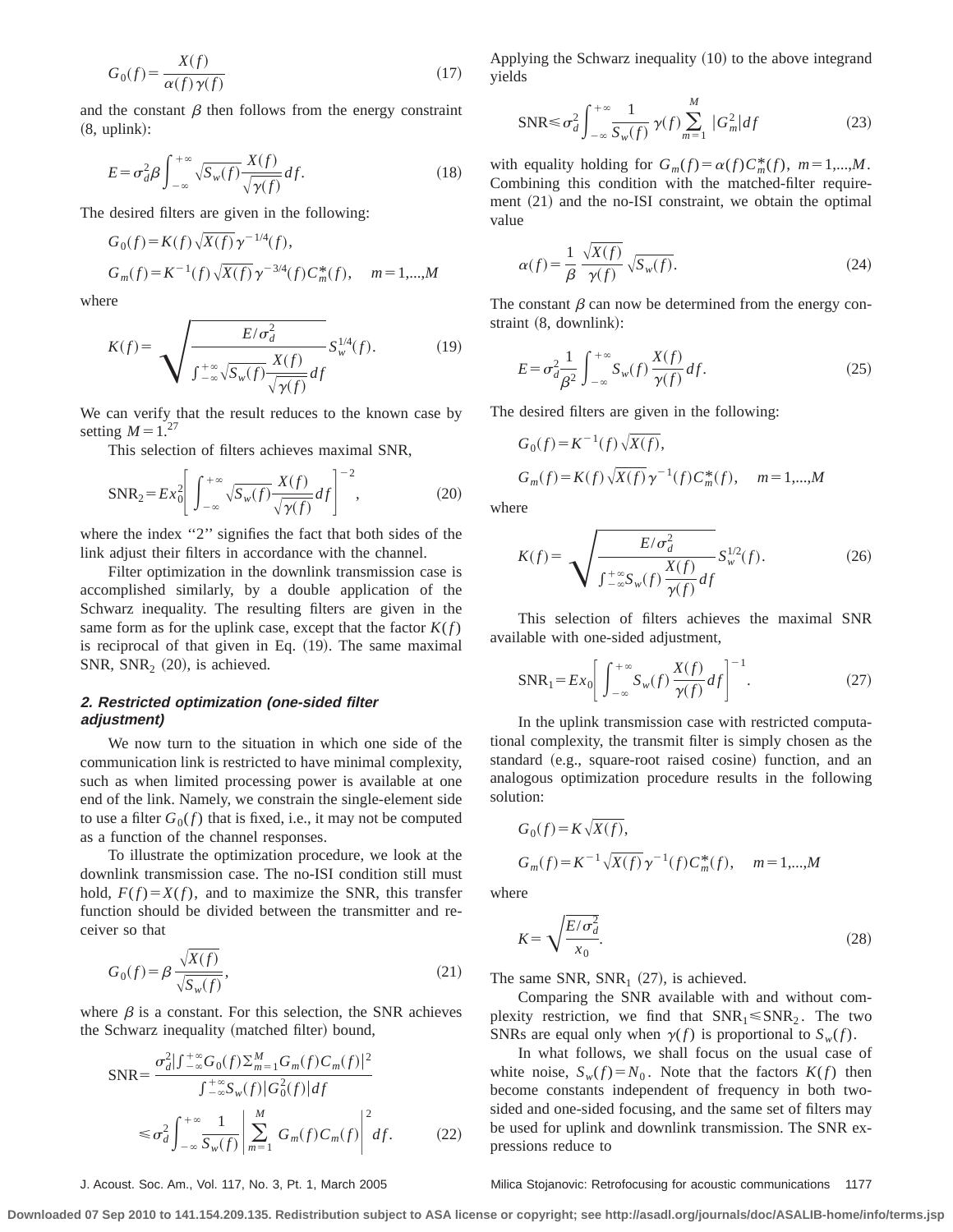$$G_0(f) = \frac{X(f)}{\alpha(f)\gamma(f)} \tag{17}$$

and the constant $\beta$ then follows from the energy constraint (8, uplink):

$$E = \sigma_d^2 \beta \int_{-\infty}^{+\infty} \sqrt{S_w(f)} \frac{X(f)}{\sqrt{\gamma(f)}} df. \tag{18}$$

The desired filters are given in the following:

$$G_0(f) = K(f)\sqrt{X(f)}\gamma^{-1/4}(f),$$

$$G_m(f) = K^{-1}(f)\sqrt{X(f)}\gamma^{-3/4}(f)C_m^*(f), \quad m = 1,...,M$$

where

$$K(f) = \sqrt{\frac{E/\sigma_d^2}{\int_{-\infty}^{+\infty}\sqrt{S_w(f)}\frac{X(f)}{\sqrt{\gamma(f)}}df}} S_w^{1/4}(f). \tag{19}$$

We can verify that the result reduces to the known case by setting $M=1$.[27]

This selection of filters achieves maximal SNR,

$$\mathrm{SNR}_2 = Ex_0^2 \left[ \int_{-\infty}^{+\infty} \sqrt{S_w(f)} \frac{X(f)}{\sqrt{\gamma(f)}} df \right]^{-2}, \tag{20}$$

where the index "2" signifies the fact that both sides of the link adjust their filters in accordance with the channel.

Filter optimization in the downlink transmission case is accomplished similarly, by a double application of the Schwarz inequality. The resulting filters are given in the same form as for the uplink case, except that the factor $K(f)$ is reciprocal of that given in Eq. (19). The same maximal SNR, $\mathrm{SNR}_2$ (20), is achieved.

### *2. Restricted optimization (one-sided filter adjustment)*

We now turn to the situation in which one side of the communication link is restricted to have minimal complexity, such as when limited processing power is available at one end of the link. Namely, we constrain the single-element side to use a filter $G_0(f)$ that is fixed, i.e., it may not be computed as a function of the channel responses.

To illustrate the optimization procedure, we look at the downlink transmission case. The no-ISI condition still must hold, $F(f)=X(f)$, and to maximize the SNR, this transfer function should be divided between the transmitter and receiver so that

$$G_0(f) = \beta \frac{\sqrt{X(f)}}{\sqrt{S_w(f)}}, \tag{21}$$

where $\beta$ is a constant. For this selection, the SNR achieves the Schwarz inequality (matched filter) bound,

$$\mathrm{SNR} = \frac{\sigma_d^2 \left| \int_{-\infty}^{+\infty} G_0(f) \Sigma_{m=1}^M G_m(f) C_m(f) \right|^2}{\int_{-\infty}^{+\infty} S_w(f) |G_0^2(f)| df}$$

$$\leq \sigma_d^2 \int_{-\infty}^{+\infty} \frac{1}{S_w(f)} \left| \sum_{m=1}^{M} G_m(f) C_m(f) \right|^2 df. \tag{22}$$

Applying the Schwarz inequality (10) to the above integrand yields

$$\mathrm{SNR} \leq \sigma_d^2 \int_{-\infty}^{+\infty} \frac{1}{S_w(f)} \gamma(f) \sum_{m=1}^{M} |G_m^2| df \tag{23}$$

with equality holding for $G_m(f) = \alpha(f) C_m^*(f)$, $m=1,...,M$. Combining this condition with the matched-filter requirement (21) and the no-ISI constraint, we obtain the optimal value

$$\alpha(f) = \frac{1}{\beta} \frac{\sqrt{X(f)}}{\gamma(f)} \sqrt{S_w(f)}. \tag{24}$$

The constant $\beta$ can now be determined from the energy constraint (8, downlink):

$$E = \sigma_d^2 \frac{1}{\beta^2} \int_{-\infty}^{+\infty} S_w(f) \frac{X(f)}{\gamma(f)} df. \tag{25}$$

The desired filters are given in the following:

$$G_0(f) = K^{-1}(f)\sqrt{X(f)},$$

$$G_m(f) = K(f)\sqrt{X(f)}\gamma^{-1}(f)C_m^*(f), \quad m=1,...,M$$

where

$$K(f) = \sqrt{\frac{E/\sigma_d^2}{\int_{-\infty}^{+\infty} S_w(f)\frac{X(f)}{\gamma(f)}df}} S_w^{1/2}(f). \tag{26}$$

This selection of filters achieves the maximal SNR available with one-sided adjustment,

$$\mathrm{SNR}_1 = Ex_0 \left[ \int_{-\infty}^{+\infty} S_w(f) \frac{X(f)}{\gamma(f)} df \right]^{-1}. \tag{27}$$

In the uplink transmission case with restricted computational complexity, the transmit filter is simply chosen as the standard (e.g., square-root raised cosine) function, and an analogous optimization procedure results in the following solution:

$$G_0(f) = K\sqrt{X(f)},$$

$$G_m(f) = K^{-1}\sqrt{X(f)}\gamma^{-1}(f)C_m^*(f), \quad m=1,...,M$$

where

$$K = \sqrt{\frac{E/\sigma_d^2}{x_0}}. \tag{28}$$

The same SNR, $\mathrm{SNR}_1$ (27), is achieved.

Comparing the SNR available with and without complexity restriction, we find that $\mathrm{SNR}_1 \leq \mathrm{SNR}_2$. The two SNRs are equal only when $\gamma(f)$ is proportional to $S_w(f)$.

In what follows, we shall focus on the usual case of white noise, $S_w(f) = N_0$. Note that the factors $K(f)$ then become constants independent of frequency in both two-sided and one-sided focusing, and the same set of filters may be used for uplink and downlink transmission. The SNR expressions reduce to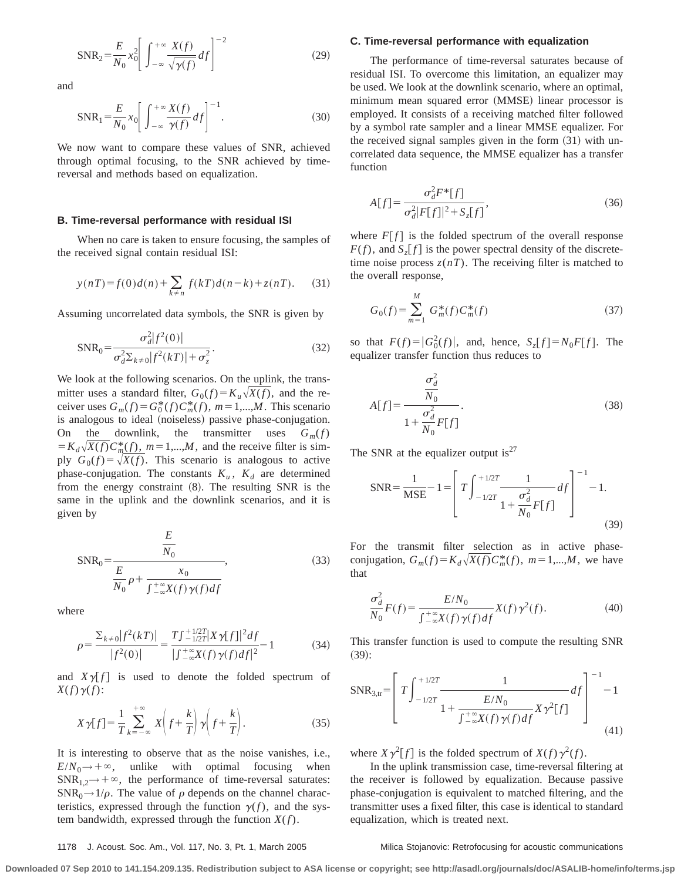$$\mathrm{SNR}_2 = \frac{E}{N_0} x_0^2 \left[ \int_{-\infty}^{+\infty} \frac{X(f)}{\sqrt{\gamma(f)}} df \right]^{-2} \tag{29}$$

and

$$\mathrm{SNR}_1 = \frac{E}{N_0} x_0 \left[ \int_{-\infty}^{+\infty} \frac{X(f)}{\gamma(f)} df \right]^{-1}. \tag{30}$$

We now want to compare these values of SNR, achieved through optimal focusing, to the SNR achieved by time-reversal and methods based on equalization.

### B. Time-reversal performance with residual ISI

When no care is taken to ensure focusing, the samples of the received signal contain residual ISI:

$$y(nT) = f(0)d(n) + \sum_{k \neq n} f(kT)d(n-k) + z(nT). \tag{31}$$

Assuming uncorrelated data symbols, the SNR is given by

$$\mathrm{SNR}_0 = \frac{\sigma_d^2 |f^2(0)|}{\sigma_d^2 \sum_{k \neq 0} |f^2(kT)| + \sigma_z^2}. \tag{32}$$

We look at the following scenarios. On the uplink, the transmitter uses a standard filter, $G_0(f) = K_u \sqrt{X(f)}$, and the receiver uses $G_m(f) = G_0^*(f) C_m^*(f)$, $m = 1, \ldots, M$. This scenario is analogous to ideal (noiseless) passive phase-conjugation. On the downlink, the transmitter uses $G_m(f) = K_d \sqrt{X(f)} C_m^*(f)$, $m = 1, \ldots, M$, and the receive filter is simply $G_0(f) = \sqrt{X(f)}$. This scenario is analogous to active phase-conjugation. The constants $K_u$, $K_d$ are determined from the energy constraint (8). The resulting SNR is the same in the uplink and the downlink scenarios, and it is given by

$$\mathrm{SNR}_0 = \frac{\dfrac{E}{N_0}}{\dfrac{E}{N_0}\rho + \dfrac{x_0}{\int_{-\infty}^{+\infty} X(f)\gamma(f) df}}, \tag{33}$$

where

$$\rho = \frac{\sum_{k \neq 0} |f^2(kT)|}{|f^2(0)|} = \frac{T \int_{-1/2T}^{+1/2T} |X\gamma[f]|^2 df}{\left| \int_{-\infty}^{+\infty} X(f)\gamma(f) df \right|^2} - 1 \tag{34}$$

and $X\gamma[f]$ is used to denote the folded spectrum of $X(f)\gamma(f)$:

$$X\gamma[f] = \frac{1}{T} \sum_{k=-\infty}^{+\infty} X\left(f + \frac{k}{T}\right) \gamma\left(f + \frac{k}{T}\right). \tag{35}$$

It is interesting to observe that as the noise vanishes, i.e., $E/N_0 \to +\infty$, unlike with optimal focusing when $\mathrm{SNR}_{1,2} \to +\infty$, the performance of time-reversal saturates: $\mathrm{SNR}_0 \to 1/\rho$. The value of $\rho$ depends on the channel characteristics, expressed through the function $\gamma(f)$, and the system bandwidth, expressed through the function $X(f)$.

### C. Time-reversal performance with equalization

The performance of time-reversal saturates because of residual ISI. To overcome this limitation, an equalizer may be used. We look at the downlink scenario, where an optimal, minimum mean squared error (MMSE) linear processor is employed. It consists of a receiving matched filter followed by a symbol rate sampler and a linear MMSE equalizer. For the received signal samples given in the form (31) with uncorrelated data sequence, the MMSE equalizer has a transfer function

$$A[f] = \frac{\sigma_d^2 F^*[f]}{\sigma_d^2 |F[f]|^2 + S_z[f]}, \tag{36}$$

where $F[f]$ is the folded spectrum of the overall response $F(f)$, and $S_z[f]$ is the power spectral density of the discrete-time noise process $z(nT)$. The receiving filter is matched to the overall response,

$$G_0(f) = \sum_{m=1}^{M} G_m^*(f) C_m^*(f) \tag{37}$$

so that $F(f) = |G_0^2(f)|$, and, hence, $S_z[f] = N_0 F[f]$. The equalizer transfer function thus reduces to

$$A[f] = \frac{\dfrac{\sigma_d^2}{N_0}}{1 + \dfrac{\sigma_d^2}{N_0} F[f]}. \tag{38}$$

The SNR at the equalizer output is[27]

$$\mathrm{SNR} = \frac{1}{\mathrm{MSE}} - 1 = \left[ T \int_{-1/2T}^{+1/2T} \frac{1}{1 + \dfrac{\sigma_d^2}{N_0} F[f]} df \right]^{-1} - 1. \tag{39}$$

For the transmit filter selection as in active phase-conjugation, $G_m(f) = K_d \sqrt{X(f)} C_m^*(f)$, $m = 1, \ldots, M$, we have that

$$\frac{\sigma_d^2}{N_0} F(f) = \frac{E/N_0}{\int_{-\infty}^{+\infty} X(f)\gamma(f) df} X(f)\gamma^2(f). \tag{40}$$

This transfer function is used to compute the resulting SNR (39):

$$\mathrm{SNR}_{3,\mathrm{tr}} = \left[ T \int_{-1/2T}^{+1/2T} \frac{1}{1 + \dfrac{E/N_0}{\int_{-\infty}^{+\infty} X(f)\gamma(f) df} X\gamma^2[f]} df \right]^{-1} - 1 \tag{41}$$

where $X\gamma^2[f]$ is the folded spectrum of $X(f)\gamma^2(f)$.

In the uplink transmission case, time-reversal filtering at the receiver is followed by equalization. Because passive phase-conjugation is equivalent to matched filtering, and the transmitter uses a fixed filter, this case is identical to standard equalization, which is treated next.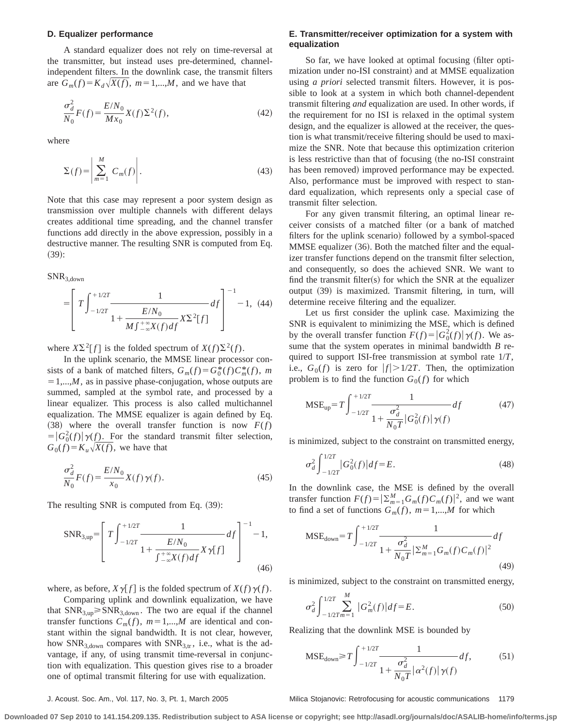### D. Equalizer performance

A standard equalizer does not rely on time-reversal at the transmitter, but instead uses pre-determined, channel-independent filters. In the downlink case, the transmit filters are $G_m(f)=K_d\sqrt{X(f)}$, $m=1,...,M$, and we have that

$$\frac{\sigma_d^2}{N_0}F(f)=\frac{E/N_0}{Mx_0}X(f)\Sigma^2(f), \tag{42}$$

where

$$\Sigma(f)=\left|\sum_{m=1}^{M}C_m(f)\right|. \tag{43}$$

Note that this case may represent a poor system design as transmission over multiple channels with different delays creates additional time spreading, and the channel transfer functions add directly in the above expression, possibly in a destructive manner. The resulting SNR is computed from Eq. (39):

$$\mathrm{SNR}_{3,\mathrm{down}}=\left[T\int_{-1/2T}^{+1/2T}\frac{1}{1+\dfrac{E/N_0}{M\int_{-\infty}^{+\infty}X(f)df}X\Sigma^2[f]}df\right]^{-1}-1, \tag{44}$$

where $X\Sigma^2[f]$ is the folded spectrum of $X(f)\Sigma^2(f)$.

In the uplink scenario, the MMSE linear processor consists of a bank of matched filters, $G_m(f)=G_0^*(f)C_m^*(f)$, $m=1,...,M$, as in passive phase-conjugation, whose outputs are summed, sampled at the symbol rate, and processed by a linear equalizer. This process is also called multichannel equalization. The MMSE equalizer is again defined by Eq. (38) where the overall transfer function is now $F(f)=|G_0^2(f)|\gamma(f)$. For the standard transmit filter selection, $G_0(f)=K_u\sqrt{X(f)}$, we have that

$$\frac{\sigma_d^2}{N_0}F(f)=\frac{E/N_0}{x_0}X(f)\gamma(f). \tag{45}$$

The resulting SNR is computed from Eq. (39):

$$\mathrm{SNR}_{3,\mathrm{up}}=\left[T\int_{-1/2T}^{+1/2T}\frac{1}{1+\dfrac{E/N_0}{\int_{-\infty}^{+\infty}X(f)df}X\gamma[f]}df\right]^{-1}-1, \tag{46}$$

where, as before, $X\gamma[f]$ is the folded spectrum of $X(f)\gamma(f)$.

Comparing uplink and downlink equalization, we have that $\mathrm{SNR}_{3,\mathrm{up}}\geq\mathrm{SNR}_{3,\mathrm{down}}$. The two are equal if the channel transfer functions $C_m(f)$, $m=1,...,M$ are identical and constant within the signal bandwidth. It is not clear, however, how $\mathrm{SNR}_{3,\mathrm{down}}$ compares with $\mathrm{SNR}_{3,\mathrm{tr}}$, i.e., what is the advantage, if any, of using transmit time-reversal in conjunction with equalization. This question gives rise to a broader one of optimal transmit filtering for use with equalization.

### E. Transmitter/receiver optimization for a system with equalization

So far, we have looked at optimal focusing (filter optimization under no-ISI constraint) and at MMSE equalization using *a priori* selected transmit filters. However, it is possible to look at a system in which both channel-dependent transmit filtering *and* equalization are used. In other words, if the requirement for no ISI is relaxed in the optimal system design, and the equalizer is allowed at the receiver, the question is what transmit/receive filtering should be used to maximize the SNR. Note that because this optimization criterion is less restrictive than that of focusing (the no-ISI constraint has been removed) improved performance may be expected. Also, performance must be improved with respect to standard equalization, which represents only a special case of transmit filter selection.

For any given transmit filtering, an optimal linear receiver consists of a matched filter (or a bank of matched filters for the uplink scenario) followed by a symbol-spaced MMSE equalizer (36). Both the matched filter and the equalizer transfer functions depend on the transmit filter selection, and consequently, so does the achieved SNR. We want to find the transmit filter(s) for which the SNR at the equalizer output (39) is maximized. Transmit filtering, in turn, will determine receive filtering and the equalizer.

Let us first consider the uplink case. Maximizing the SNR is equivalent to minimizing the MSE, which is defined by the overall transfer function $F(f)=|G_0^2(f)|\gamma(f)$. We assume that the system operates in minimal bandwidth $B$ required to support ISI-free transmission at symbol rate $1/T$, i.e., $G_0(f)$ is zero for $|f|>1/2T$. Then, the optimization problem is to find the function $G_0(f)$ for which

$$\mathrm{MSE}_{\mathrm{up}}=T\int_{-1/2T}^{+1/2T}\frac{1}{1+\dfrac{\sigma_d^2}{N_0T}|G_0^2(f)|\gamma(f)}df \tag{47}$$

is minimized, subject to the constraint on transmitted energy,

$$\sigma_d^2\int_{-1/2T}^{1/2T}|G_0^2(f)|df=E. \tag{48}$$

In the downlink case, the MSE is defined by the overall transfer function $F(f)=|\sum_{m=1}^{M}G_m(f)C_m(f)|^2$, and we want to find a set of functions $G_m(f)$, $m=1,...,M$ for which

$$\mathrm{MSE}_{\mathrm{down}}=T\int_{-1/2T}^{+1/2T}\frac{1}{1+\dfrac{\sigma_d^2}{N_0T}|\sum_{m=1}^{M}G_m(f)C_m(f)|^2}df \tag{49}$$

is minimized, subject to the constraint on transmitted energy,

$$\sigma_d^2\int_{-1/2T}^{1/2T}\sum_{m=1}^{M}|G_m^2(f)|df=E. \tag{50}$$

Realizing that the downlink MSE is bounded by

$$\mathrm{MSE}_{\mathrm{down}}\geq T\int_{-1/2T}^{+1/2T}\frac{1}{1+\dfrac{\sigma_d^2}{N_0T}|\alpha^2(f)|\gamma(f)}df, \tag{51}$$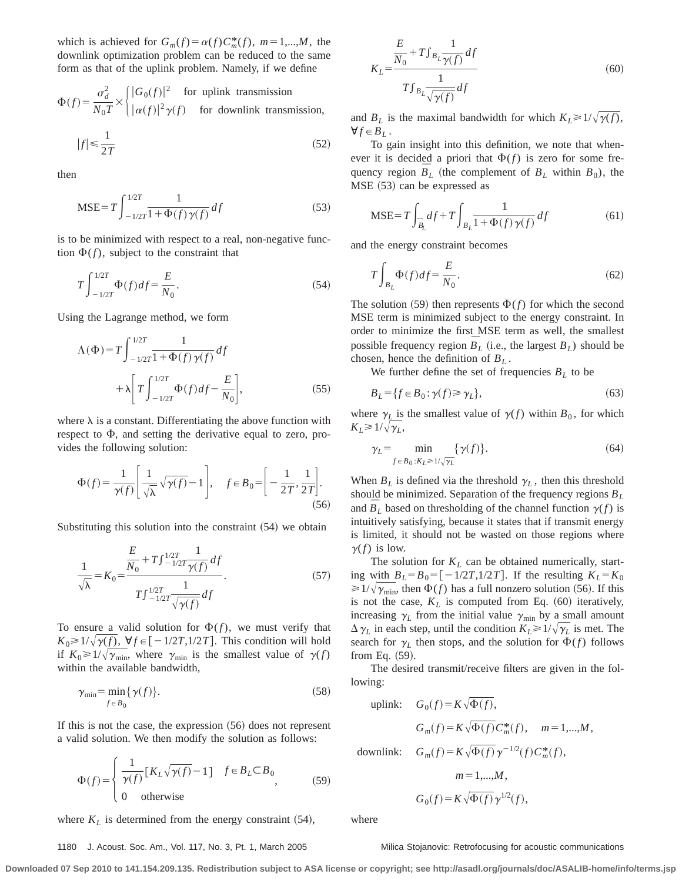which is achieved for $G_m(f)=\alpha(f)C_m^*(f)$, $m=1,...,M$, the downlink optimization problem can be reduced to the same form as that of the uplink problem. Namely, if we define

$$\Phi(f)=\frac{\sigma_d^2}{N_0T}\times\begin{cases}|G_0(f)|^2 & \text{for uplink transmission}\\ |\alpha(f)|^2\gamma(f) & \text{for downlink transmission,}\end{cases}$$

$$|f|\leqslant\frac{1}{2T} \tag{52}$$

then

$$\text{MSE}=T\int_{-1/2T}^{1/2T}\frac{1}{1+\Phi(f)\gamma(f)}df \tag{53}$$

is to be minimized with respect to a real, non-negative function $\Phi(f)$, subject to the constraint that

$$T\int_{-1/2T}^{1/2T}\Phi(f)df=\frac{E}{N_0}. \tag{54}$$

Using the Lagrange method, we form

$$\Lambda(\Phi)=T\int_{-1/2T}^{1/2T}\frac{1}{1+\Phi(f)\gamma(f)}df+\lambda\left[T\int_{-1/2T}^{1/2T}\Phi(f)df-\frac{E}{N_0}\right], \tag{55}$$

where $\lambda$ is a constant. Differentiating the above function with respect to $\Phi$, and setting the derivative equal to zero, provides the following solution:

$$\Phi(f)=\frac{1}{\gamma(f)}\left[\frac{1}{\sqrt{\lambda}}\sqrt{\gamma(f)}-1\right],\quad f\in B_0=\left[-\frac{1}{2T},\frac{1}{2T}\right]. \tag{56}$$

Substituting this solution into the constraint (54) we obtain

$$\frac{1}{\sqrt{\lambda}}=K_0=\frac{\dfrac{E}{N_0}+T\int_{-1/2T}^{1/2T}\dfrac{1}{\gamma(f)}df}{T\int_{-1/2T}^{1/2T}\dfrac{1}{\sqrt{\gamma(f)}}df}. \tag{57}$$

To ensure a valid solution for $\Phi(f)$, we must verify that $K_0\geqslant 1/\sqrt{\gamma(f)}$, $\forall f\in[-1/2T,1/2T]$. This condition will hold if $K_0\geqslant 1/\sqrt{\gamma_{\min}}$, where $\gamma_{\min}$ is the smallest value of $\gamma(f)$ within the available bandwidth,

$$\gamma_{\min}=\min_{f\in B_0}\{\gamma(f)\}. \tag{58}$$

If this is not the case, the expression (56) does not represent a valid solution. We then modify the solution as follows:

$$\Phi(f)=\begin{cases}\dfrac{1}{\gamma(f)}[K_L\sqrt{\gamma(f)}-1] & f\in B_L\subset B_0\\ 0 & \text{otherwise}\end{cases}, \tag{59}$$

where $K_L$ is determined from the energy constraint (54),

$$K_L=\frac{\dfrac{E}{N_0}+T\int_{B_L}\dfrac{1}{\gamma(f)}df}{T\int_{B_L}\dfrac{1}{\sqrt{\gamma(f)}}df} \tag{60}$$

and $B_L$ is the maximal bandwidth for which $K_L\geqslant 1/\sqrt{\gamma(f)}$, $\forall f\in B_L$.

To gain insight into this definition, we note that whenever it is decided a priori that $\Phi(f)$ is zero for some frequency region $\bar{B}_L$ (the complement of $B_L$ within $B_0$), the MSE (53) can be expressed as

$$\text{MSE}=T\int_{\bar{B}_L}df+T\int_{B_L}\frac{1}{1+\Phi(f)\gamma(f)}df \tag{61}$$

and the energy constraint becomes

$$T\int_{B_L}\Phi(f)df=\frac{E}{N_0}. \tag{62}$$

The solution (59) then represents $\Phi(f)$ for which the second MSE term is minimized subject to the energy constraint. In order to minimize the first MSE term as well, the smallest possible frequency region $\bar{B}_L$ (i.e., the largest $B_L$) should be chosen, hence the definition of $B_L$.

We further define the set of frequencies $B_L$ to be

$$B_L=\{f\in B_0:\gamma(f)\geqslant\gamma_L\}, \tag{63}$$

where $\gamma_L$ is the smallest value of $\gamma(f)$ within $B_0$, for which $K_L\geqslant 1/\sqrt{\gamma_L}$,

$$\gamma_L=\min_{f\in B_0:K_L\geqslant 1/\sqrt{\gamma_L}}\{\gamma(f)\}. \tag{64}$$

When $B_L$ is defined via the threshold $\gamma_L$, then this threshold should be minimized. Separation of the frequency regions $B_L$ and $\bar{B}_L$ based on thresholding of the channel function $\gamma(f)$ is intuitively satisfying, because it states that if transmit energy is limited, it should not be wasted on those regions where $\gamma(f)$ is low.

The solution for $K_L$ can be obtained numerically, starting with $B_L=B_0=[-1/2T,1/2T]$. If the resulting $K_L=K_0\geqslant 1/\sqrt{\gamma_{\min}}$, then $\Phi(f)$ has a full nonzero solution (56). If this is not the case, $K_L$ is computed from Eq. (60) iteratively, increasing $\gamma_L$ from the initial value $\gamma_{\min}$ by a small amount $\Delta\gamma_L$ in each step, until the condition $K_L\geqslant 1/\sqrt{\gamma_L}$ is met. The search for $\gamma_L$ then stops, and the solution for $\Phi(f)$ follows from Eq. (59).

The desired transmit/receive filters are given in the following:

uplink: $G_0(f)=K\sqrt{\Phi(f)}$,

$G_m(f)=K\sqrt{\Phi(f)}C_m^*(f)$, $m=1,...,M$,

downlink: $G_m(f)=K\sqrt{\Phi(f)}\gamma^{-1/2}(f)C_m^*(f)$,

$m=1,...,M$,

$G_0(f)=K\sqrt{\Phi(f)}\gamma^{1/2}(f)$,

where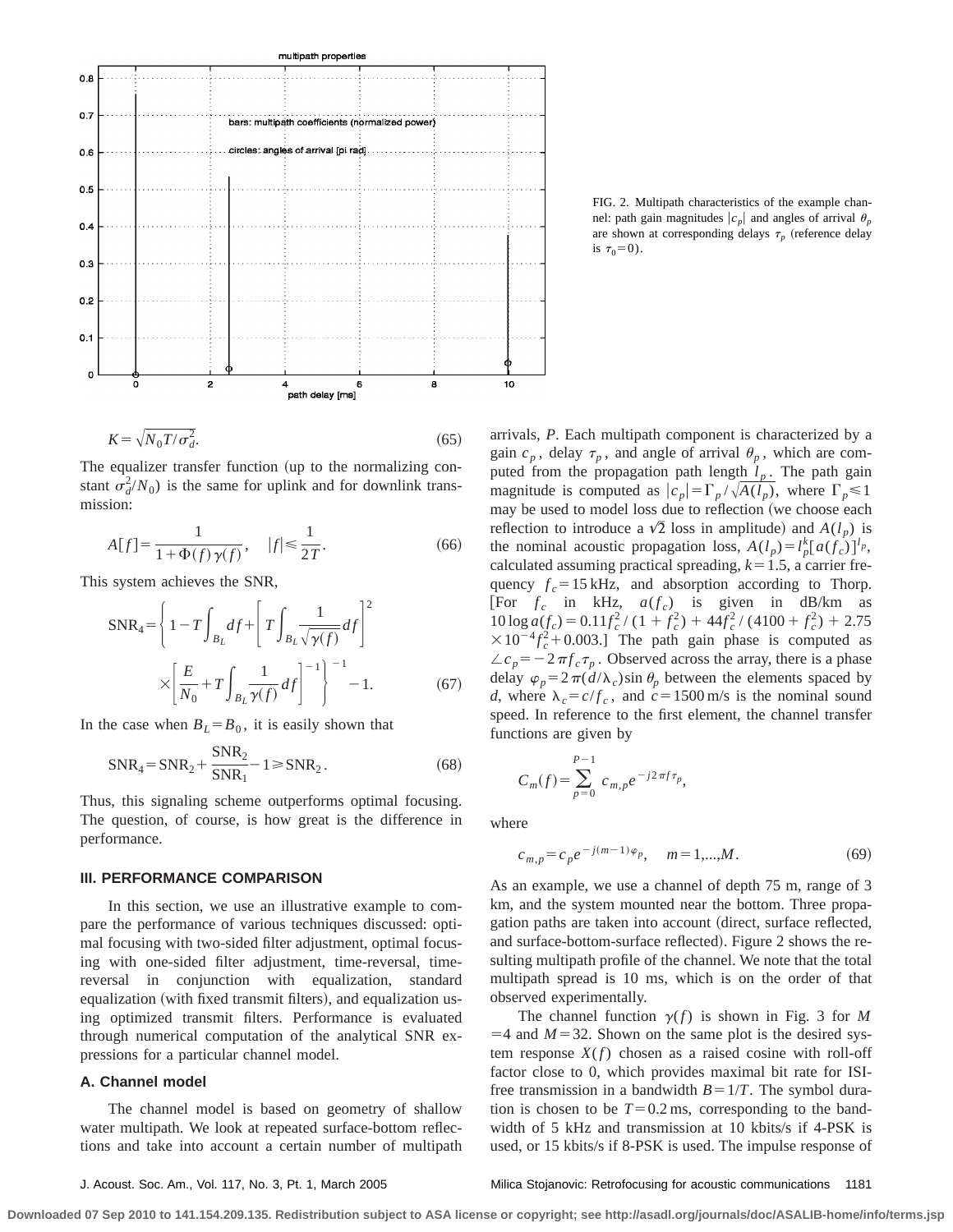FIG. 2. Multipath characteristics of the example channel: path gain magnitudes $|c_p|$ and angles of arrival $\theta_p$ are shown at corresponding delays $\tau_p$ (reference delay is $\tau_0=0$).

$$K=\sqrt{N_0 T/\sigma_d^2}. \tag{65}$$

The equalizer transfer function (up to the normalizing constant $\sigma_d^2/N_0$) is the same for uplink and for downlink transmission:

$$A[f]=\frac{1}{1+\Phi(f)\gamma(f)}, \quad |f|\leq\frac{1}{2T}. \tag{66}$$

This system achieves the SNR,

$$\mathrm{SNR}_4=\left\{1-T\int_{B_L}df+\left[T\int_{B_L}\frac{1}{\sqrt{\gamma(f)}}df\right]^2 \times\left[\frac{E}{N_0}+T\int_{B_L}\frac{1}{\gamma(f)}df\right]^{-1}\right\}^{-1}-1. \tag{67}$$

In the case when $B_L=B_0$, it is easily shown that

$$\mathrm{SNR}_4=\mathrm{SNR}_2+\frac{\mathrm{SNR}_2}{\mathrm{SNR}_1}-1\geq\mathrm{SNR}_2. \tag{68}$$

Thus, this signaling scheme outperforms optimal focusing. The question, of course, is how great is the difference in performance.

## III. PERFORMANCE COMPARISON

In this section, we use an illustrative example to compare the performance of various techniques discussed: optimal focusing with two-sided filter adjustment, optimal focusing with one-sided filter adjustment, time-reversal, time-reversal in conjunction with equalization, standard equalization (with fixed transmit filters), and equalization using optimized transmit filters. Performance is evaluated through numerical computation of the analytical SNR expressions for a particular channel model.

### A. Channel model

The channel model is based on geometry of shallow water multipath. We look at repeated surface-bottom reflections and take into account a certain number of multipath arrivals, $P$. Each multipath component is characterized by a gain $c_p$, delay $\tau_p$, and angle of arrival $\theta_p$, which are computed from the propagation path length $l_p$. The path gain magnitude is computed as $|c_p|=\Gamma_p/\sqrt{A(l_p)}$, where $\Gamma_p\leq 1$ may be used to model loss due to reflection (we choose each reflection to introduce a $\sqrt{2}$ loss in amplitude) and $A(l_p)$ is the nominal acoustic propagation loss, $A(l_p)=l_p^k[a(f_c)]^{l_p}$, calculated assuming practical spreading, $k=1.5$, a carrier frequency $f_c=15$ kHz, and absorption according to Thorp. [For $f_c$ in kHz, $a(f_c)$ is given in dB/km as $10\log a(f_c)=0.11f_c^2/(1+f_c^2)+44f_c^2/(4100+f_c^2)+2.75\times 10^{-4}f_c^2+0.003$.] The path gain phase is computed as $\angle c_p=-2\pi f_c\tau_p$. Observed across the array, there is a phase delay $\varphi_p=2\pi(d/\lambda_c)\sin\theta_p$ between the elements spaced by $d$, where $\lambda_c=c/f_c$, and $c=1500$ m/s is the nominal sound speed. In reference to the first element, the channel transfer functions are given by

$$C_m(f)=\sum_{p=0}^{P-1}c_{m,p}e^{-j2\pi f\tau_p},$$

where

$$c_{m,p}=c_p e^{-j(m-1)\varphi_p}, \quad m=1,\ldots,M. \tag{69}$$

As an example, we use a channel of depth 75 m, range of 3 km, and the system mounted near the bottom. Three propagation paths are taken into account (direct, surface reflected, and surface-bottom-surface reflected). Figure 2 shows the resulting multipath profile of the channel. We note that the total multipath spread is 10 ms, which is on the order of that observed experimentally.

The channel function $\gamma(f)$ is shown in Fig. 3 for $M=4$ and $M=32$. Shown on the same plot is the desired system response $X(f)$ chosen as a raised cosine with roll-off factor close to 0, which provides maximal bit rate for ISI-free transmission in a bandwidth $B=1/T$. The symbol duration is chosen to be $T=0.2$ ms, corresponding to the bandwidth of 5 kHz and transmission at 10 kbits/s if 4-PSK is used, or 15 kbits/s if 8-PSK is used. The impulse response of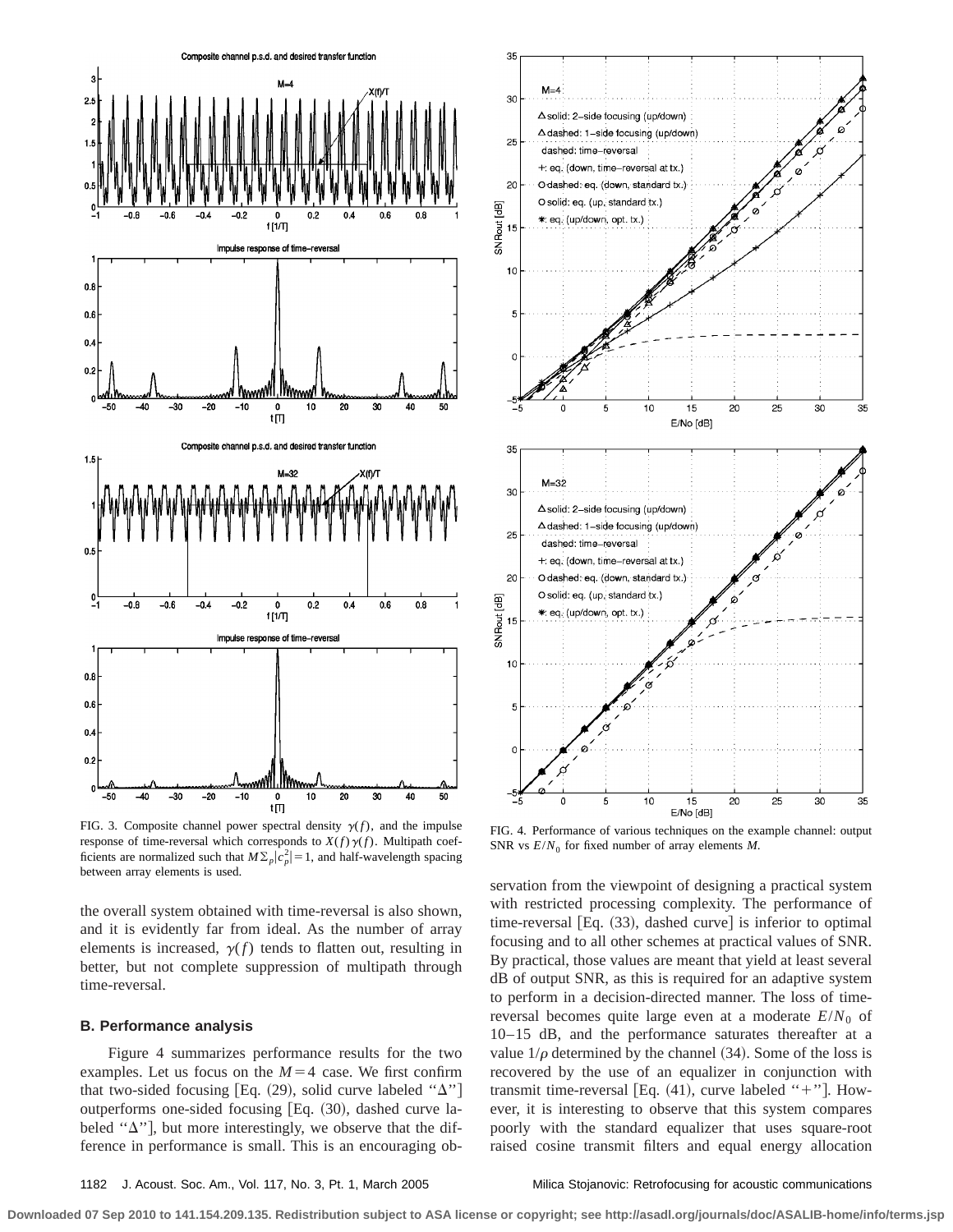FIG. 3. Composite channel power spectral density $\gamma(f)$, and the impulse response of time-reversal which corresponds to $X(f)\gamma(f)$. Multipath coefficients are normalized such that $M\Sigma_p|c_p^2|=1$, and half-wavelength spacing between array elements is used.

FIG. 4. Performance of various techniques on the example channel: output SNR vs $E/N_0$ for fixed number of array elements $M$.

the overall system obtained with time-reversal is also shown, and it is evidently far from ideal. As the number of array elements is increased, $\gamma(f)$ tends to flatten out, resulting in better, but not complete suppression of multipath through time-reversal.

### B. Performance analysis

Figure 4 summarizes performance results for the two examples. Let us focus on the $M=4$ case. We first confirm that two-sided focusing [Eq. (29), solid curve labeled "Δ"] outperforms one-sided focusing [Eq. (30), dashed curve labeled "Δ"], but more interestingly, we observe that the difference in performance is small. This is an encouraging observation from the viewpoint of designing a practical system with restricted processing complexity. The performance of time-reversal [Eq. (33), dashed curve] is inferior to optimal focusing and to all other schemes at practical values of SNR. By practical, those values are meant that yield at least several dB of output SNR, as this is required for an adaptive system to perform in a decision-directed manner. The loss of time-reversal becomes quite large even at a moderate $E/N_0$ of 10–15 dB, and the performance saturates thereafter at a value $1/\rho$ determined by the channel (34). Some of the loss is recovered by the use of an equalizer in conjunction with transmit time-reversal [Eq. (41), curve labeled "+"]. However, it is interesting to observe that this system compares poorly with the standard equalizer that uses square-root raised cosine transmit filters and equal energy allocation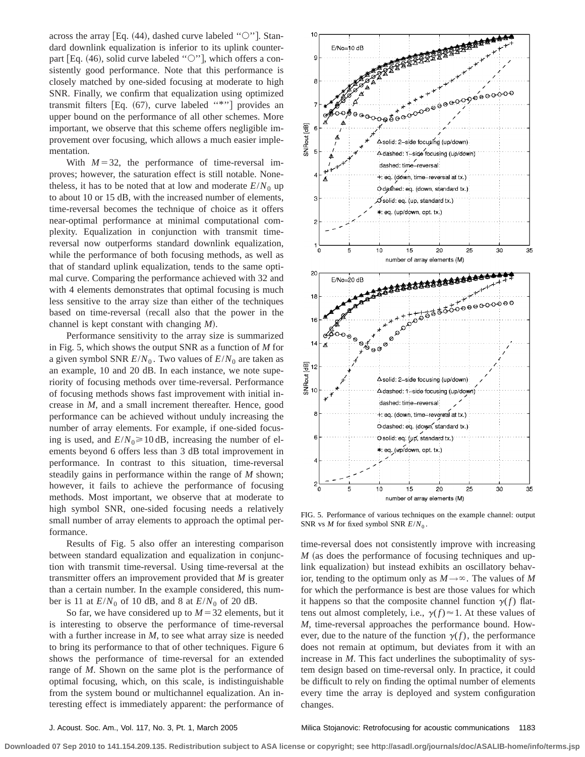across the array [Eq. (44), dashed curve labeled "○"]. Standard downlink equalization is inferior to its uplink counterpart [Eq. (46), solid curve labeled "○"], which offers a consistently good performance. Note that this performance is closely matched by one-sided focusing at moderate to high SNR. Finally, we confirm that equalization using optimized transmit filters [Eq. (67), curve labeled "*"] provides an upper bound on the performance of all other schemes. More important, we observe that this scheme offers negligible improvement over focusing, which allows a much easier implementation.

With $M=32$, the performance of time-reversal improves; however, the saturation effect is still notable. Nonetheless, it has to be noted that at low and moderate $E/N_0$ up to about 10 or 15 dB, with the increased number of elements, time-reversal becomes the technique of choice as it offers near-optimal performance at minimal computational complexity. Equalization in conjunction with transmit time-reversal now outperforms standard downlink equalization, while the performance of both focusing methods, as well as that of standard uplink equalization, tends to the same optimal curve. Comparing the performance achieved with 32 and with 4 elements demonstrates that optimal focusing is much less sensitive to the array size than either of the techniques based on time-reversal (recall also that the power in the channel is kept constant with changing $M$).

Performance sensitivity to the array size is summarized in Fig. 5, which shows the output SNR as a function of $M$ for a given symbol SNR $E/N_0$. Two values of $E/N_0$ are taken as an example, 10 and 20 dB. In each instance, we note superiority of focusing methods over time-reversal. Performance of focusing methods shows fast improvement with initial increase in $M$, and a small increment thereafter. Hence, good performance can be achieved without unduly increasing the number of array elements. For example, if one-sided focusing is used, and $E/N_0 \geq 10$ dB, increasing the number of elements beyond 6 offers less than 3 dB total improvement in performance. In contrast to this situation, time-reversal steadily gains in performance within the range of $M$ shown; however, it fails to achieve the performance of focusing methods. Most important, we observe that at moderate to high symbol SNR, one-sided focusing needs a relatively small number of array elements to approach the optimal performance.

Results of Fig. 5 also offer an interesting comparison between standard equalization and equalization in conjunction with transmit time-reversal. Using time-reversal at the transmitter offers an improvement provided that $M$ is greater than a certain number. In the example considered, this number is 11 at $E/N_0$ of 10 dB, and 8 at $E/N_0$ of 20 dB.

So far, we have considered up to $M=32$ elements, but it is interesting to observe the performance of time-reversal with a further increase in $M$, to see what array size is needed to bring its performance to that of other techniques. Figure 6 shows the performance of time-reversal for an extended range of $M$. Shown on the same plot is the performance of optimal focusing, which, on this scale, is indistinguishable from the system bound or multichannel equalization. An interesting effect is immediately apparent: the performance of time-reversal does not consistently improve with increasing $M$ (as does the performance of focusing techniques and uplink equalization) but instead exhibits an oscillatory behavior, tending to the optimum only as $M \rightarrow \infty$. The values of $M$ for which the performance is best are those values for which it happens so that the composite channel function $\gamma(f)$ flattens out almost completely, i.e., $\gamma(f) \approx 1$. At these values of $M$, time-reversal approaches the performance bound. However, due to the nature of the function $\gamma(f)$, the performance does not remain at optimum, but deviates from it with an increase in $M$. This fact underlines the suboptimality of system design based on time-reversal only. In practice, it could be difficult to rely on finding the optimal number of elements every time the array is deployed and system configuration changes.

FIG. 5. Performance of various techniques on the example channel: output SNR vs $M$ for fixed symbol SNR $E/N_0$.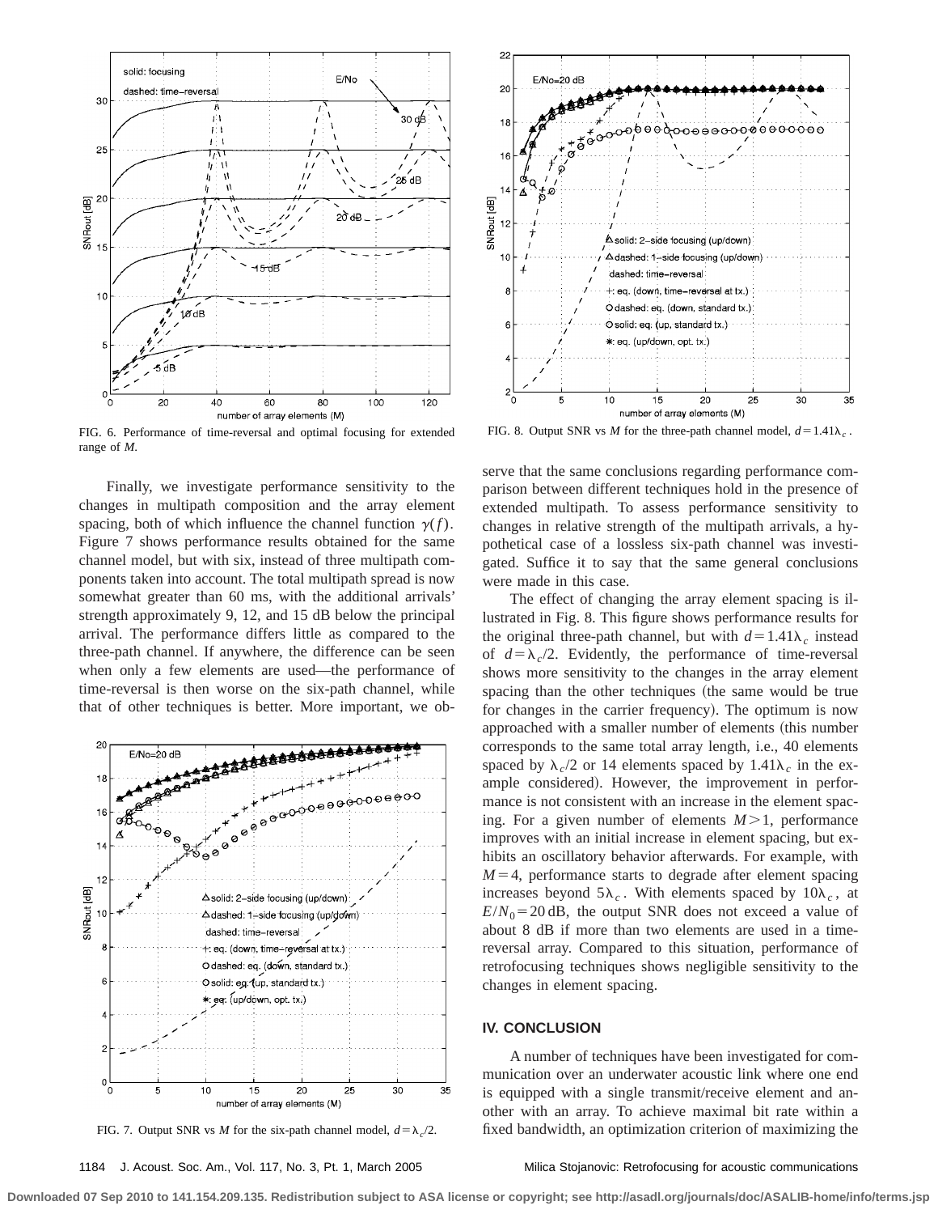FIG. 6. Performance of time-reversal and optimal focusing for extended range of *M*.

Finally, we investigate performance sensitivity to the changes in multipath composition and the array element spacing, both of which influence the channel function $\gamma(f)$. Figure 7 shows performance results obtained for the same channel model, but with six, instead of three multipath components taken into account. The total multipath spread is now somewhat greater than 60 ms, with the additional arrivals' strength approximately 9, 12, and 15 dB below the principal arrival. The performance differs little as compared to the three-path channel. If anywhere, the difference can be seen when only a few elements are used—the performance of time-reversal is then worse on the six-path channel, while that of other techniques is better. More important, we observe that the same conclusions regarding performance comparison between different techniques hold in the presence of extended multipath. To assess performance sensitivity to changes in relative strength of the multipath arrivals, a hypothetical case of a lossless six-path channel was investigated. Suffice it to say that the same general conclusions were made in this case.

FIG. 7. Output SNR vs *M* for the six-path channel model, $d=\lambda_c/2$.

FIG. 8. Output SNR vs *M* for the three-path channel model, $d=1.41\lambda_c$.

The effect of changing the array element spacing is illustrated in Fig. 8. This figure shows performance results for the original three-path channel, but with $d=1.41\lambda_c$ instead of $d=\lambda_c/2$. Evidently, the performance of time-reversal shows more sensitivity to the changes in the array element spacing than the other techniques (the same would be true for changes in the carrier frequency). The optimum is now approached with a smaller number of elements (this number corresponds to the same total array length, i.e., 40 elements spaced by $\lambda_c/2$ or 14 elements spaced by $1.41\lambda_c$ in the example considered). However, the improvement in performance is not consistent with an increase in the element spacing. For a given number of elements $M>1$, performance improves with an initial increase in element spacing, but exhibits an oscillatory behavior afterwards. For example, with $M=4$, performance starts to degrade after element spacing increases beyond $5\lambda_c$. With elements spaced by $10\lambda_c$, at $E/N_0=20$ dB, the output SNR does not exceed a value of about 8 dB if more than two elements are used in a time-reversal array. Compared to this situation, performance of retrofocusing techniques shows negligible sensitivity to the changes in element spacing.

## IV. CONCLUSION

A number of techniques have been investigated for communication over an underwater acoustic link where one end is equipped with a single transmit/receive element and another with an array. To achieve maximal bit rate within a fixed bandwidth, an optimization criterion of maximizing the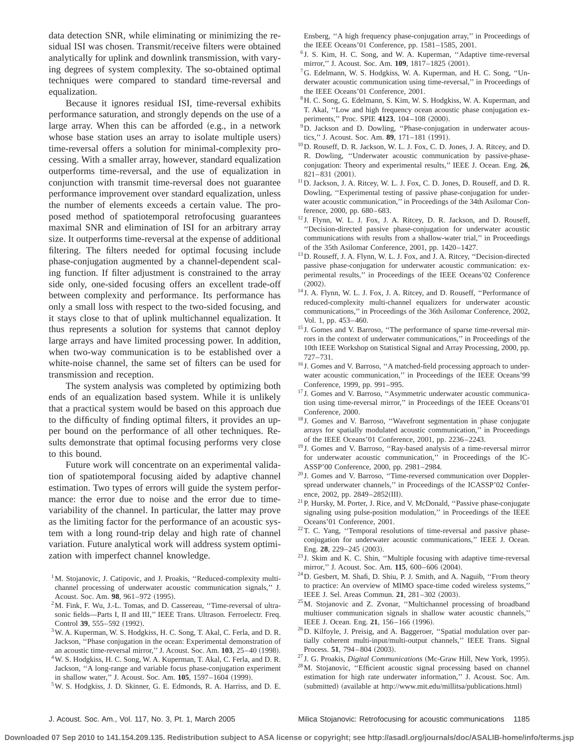data detection SNR, while eliminating or minimizing the residual ISI was chosen. Transmit/receive filters were obtained analytically for uplink and downlink transmission, with varying degrees of system complexity. The so-obtained optimal techniques were compared to standard time-reversal and equalization.

Because it ignores residual ISI, time-reversal exhibits performance saturation, and strongly depends on the use of a large array. When this can be afforded (e.g., in a network whose base station uses an array to isolate multiple users) time-reversal offers a solution for minimal-complexity processing. With a smaller array, however, standard equalization outperforms time-reversal, and the use of equalization in conjunction with transmit time-reversal does not guarantee performance improvement over standard equalization, unless the number of elements exceeds a certain value. The proposed method of spatiotemporal retrofocusing guarantees maximal SNR and elimination of ISI for an arbitrary array size. It outperforms time-reversal at the expense of additional filtering. The filters needed for optimal focusing include phase-conjugation augmented by a channel-dependent scaling function. If filter adjustment is constrained to the array side only, one-sided focusing offers an excellent trade-off between complexity and performance. Its performance has only a small loss with respect to the two-sided focusing, and it stays close to that of uplink multichannel equalization. It thus represents a solution for systems that cannot deploy large arrays and have limited processing power. In addition, when two-way communication is to be established over a white-noise channel, the same set of filters can be used for transmission and reception.

The system analysis was completed by optimizing both ends of an equalization based system. While it is unlikely that a practical system would be based on this approach due to the difficulty of finding optimal filters, it provides an upper bound on the performance of all other techniques. Results demonstrate that optimal focusing performs very close to this bound.

Future work will concentrate on an experimental validation of spatiotemporal focusing aided by adaptive channel estimation. Two types of errors will guide the system performance: the error due to noise and the error due to time-variability of the channel. In particular, the latter may prove as the limiting factor for the performance of an acoustic system with a long round-trip delay and high rate of channel variation. Future analytical work will address system optimization with imperfect channel knowledge.

[1] M. Stojanovic, J. Catipovic, and J. Proakis, ''Reduced-complexity multichannel processing of underwater acoustic communication signals,'' J. Acoust. Soc. Am. **98**, 961–972 (1995).

[2] M. Fink, F. Wu, J.-L. Tomas, and D. Cassereau, ''Time-reversal of ultrasonic fields—Parts I, II and III,'' IEEE Trans. Ultrason. Ferroelectr. Freq. Control **39**, 555–592 (1992).

[3] W. A. Kuperman, W. S. Hodgkiss, H. C. Song, T. Akal, C. Ferla, and D. R. Jackson, ''Phase conjugation in the ocean: Experimental demonstration of an acoustic time-reversal mirror,'' J. Acoust. Soc. Am. **103**, 25–40 (1998).

[4] W. S. Hodgkiss, H. C. Song, W. A. Kuperman, T. Akal, C. Ferla, and D. R. Jackson, ''A long-range and variable focus phase-conjugation experiment in shallow water,'' J. Acoust. Soc. Am. **105**, 1597–1604 (1999).

[5] W. S. Hodgkiss, J. D. Skinner, G. E. Edmonds, R. A. Harriss, and D. E. Ensberg, ''A high frequency phase-conjugation array,'' in Proceedings of the IEEE Oceans'01 Conference, pp. 1581–1585, 2001.

[6] J. S. Kim, H. C. Song, and W. A. Kuperman, ''Adaptive time-reversal mirror,'' J. Acoust. Soc. Am. **109**, 1817–1825 (2001).

[7] G. Edelmann, W. S. Hodgkiss, W. A. Kuperman, and H. C. Song, ''Underwater acoustic communication using time-reversal,'' in Proceedings of the IEEE Oceans'01 Conference, 2001.

[8] H. C. Song, G. Edelmann, S. Kim, W. S. Hodgkiss, W. A. Kuperman, and T. Akal, ''Low and high frequency ocean acoustic phase conjugation experiments,'' Proc. SPIE **4123**, 104–108 (2000).

[9] D. Jackson and D. Dowling, ''Phase-conjugation in underwater acoustics,'' J. Acoust. Soc. Am. **89**, 171–181 (1991).

[10] D. Rouseff, D. R. Jackson, W. L. J. Fox, C. D. Jones, J. A. Ritcey, and D. R. Dowling, ''Underwater acoustic communication by passive-phase-conjugation: Theory and experimental results,'' IEEE J. Ocean. Eng. **26**, 821–831 (2001).

[11] D. Jackson, J. A. Ritcey, W. L. J. Fox, C. D. Jones, D. Rouseff, and D. R. Dowling, ''Experimental testing of passive phase-conjugation for underwater acoustic communication,'' in Proceedings of the 34th Asilomar Conference, 2000, pp. 680–683.

[12] J. Flynn, W. L. J. Fox, J. A. Ritcey, D. R. Jackson, and D. Rouseff, ''Decision-directed passive phase-conjugation for underwater acoustic communications with results from a shallow-water trial,'' in Proceedings of the 35th Asilomar Conference, 2001, pp. 1420–1427.

[13] D. Rouseff, J. A. Flynn, W. L. J. Fox, and J. A. Ritcey, ''Decision-directed passive phase-conjugation for underwater acoustic communication: experimental results,'' in Proceedings of the IEEE Oceans'02 Conference (2002).

[14] J. A. Flynn, W. L. J. Fox, J. A. Ritcey, and D. Rouseff, ''Performance of reduced-complexity multi-channel equalizers for underwater acoustic communications,'' in Proceedings of the 36th Asilomar Conference, 2002, Vol. 1, pp. 453–460.

[15] J. Gomes and V. Barroso, ''The performance of sparse time-reversal mirrors in the context of underwater communications,'' in Proceedings of the 10th IEEE Workshop on Statistical Signal and Array Processing, 2000, pp. 727–731.

[16] J. Gomes and V. Barroso, ''A matched-field processing approach to underwater acoustic communication,'' in Proceedings of the IEEE Oceans'99 Conference, 1999, pp. 991–995.

[17] J. Gomes and V. Barroso, ''Asymmetric underwater acoustic communication using time-reversal mirror,'' in Proceedings of the IEEE Oceans'01 Conference, 2000.

[18] J. Gomes and V. Barroso, ''Wavefront segmentation in phase conjugate arrays for spatially modulated acoustic communication,'' in Proceedings of the IEEE Oceans'01 Conference, 2001, pp. 2236–2243.

[19] J. Gomes and V. Barroso, ''Ray-based analysis of a time-reversal mirror for underwater acoustic communication,'' in Proceedings of the ICASSP'00 Conference, 2000, pp. 2981–2984.

[20] J. Gomes and V. Barroso, ''Time-reversed communication over Doppler-spread underwater channels,'' in Proceedings of the ICASSP'02 Conference, 2002, pp. 2849–2852(III).

[21] P. Hursky, M. Porter, J. Rice, and V. McDonald, ''Passive phase-conjugate signaling using pulse-position modulation,'' in Proceedings of the IEEE Oceans'01 Conference, 2001.

[22] T. C. Yang, ''Temporal resolutions of time-reversal and passive phase-conjugation for underwater acoustic communications,'' IEEE J. Ocean. Eng. **28**, 229–245 (2003).

[23] J. Skim and K. C. Shin, ''Multiple focusing with adaptive time-reversal mirror,'' J. Acoust. Soc. Am. **115**, 600–606 (2004).

[24] D. Gesbert, M. Shafi, D. Shiu, P. J. Smith, and A. Naguib, ''From theory to practice: An overview of MIMO space-time coded wireless systems,'' IEEE J. Sel. Areas Commun. **21**, 281–302 (2003).

[25] M. Stojanovic and Z. Zvonar, ''Multichannel processing of broadband multiuser communication signals in shallow water acoustic channels,'' IEEE J. Ocean. Eng. **21**, 156–166 (1996).

[26] D. Kilfoyle, J. Preisig, and A. Baggeroer, ''Spatial modulation over partially coherent multi-input/multi-output channels,'' IEEE Trans. Signal Process. **51**, 794–804 (2003).

[27] J. G. Proakis, *Digital Communications* (Mc-Graw Hill, New York, 1995).

[28] M. Stojanovic, ''Efficient acoustic signal processing based on channel estimation for high rate underwater information,'' J. Acoust. Soc. Am. (submitted) (available at http://www.mit.edu/millitsa/publications.html)